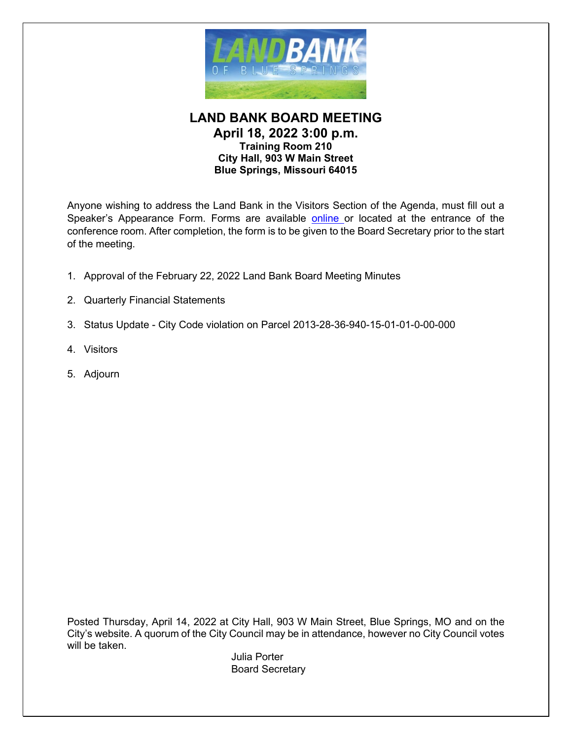# LAND BANK BOARD MEETING

## April 18, 2022 3:00 p.m.

**Training Room 210**
**City Hall, 903 W Main Street**
**Blue Springs, Missouri 64015**

Anyone wishing to address the Land Bank in the Visitors Section of the Agenda, must fill out a Speaker's Appearance Form. Forms are available online or located at the entrance of the conference room. After completion, the form is to be given to the Board Secretary prior to the start of the meeting.

1. Approval of the February 22, 2022 Land Bank Board Meeting Minutes
2. Quarterly Financial Statements
3. Status Update - City Code violation on Parcel 2013-28-36-940-15-01-01-0-00-000
4. Visitors
5. Adjourn

Posted Thursday, April 14, 2022 at City Hall, 903 W Main Street, Blue Springs, MO and on the City's website. A quorum of the City Council may be in attendance, however no City Council votes will be taken.

Julia Porter
Board Secretary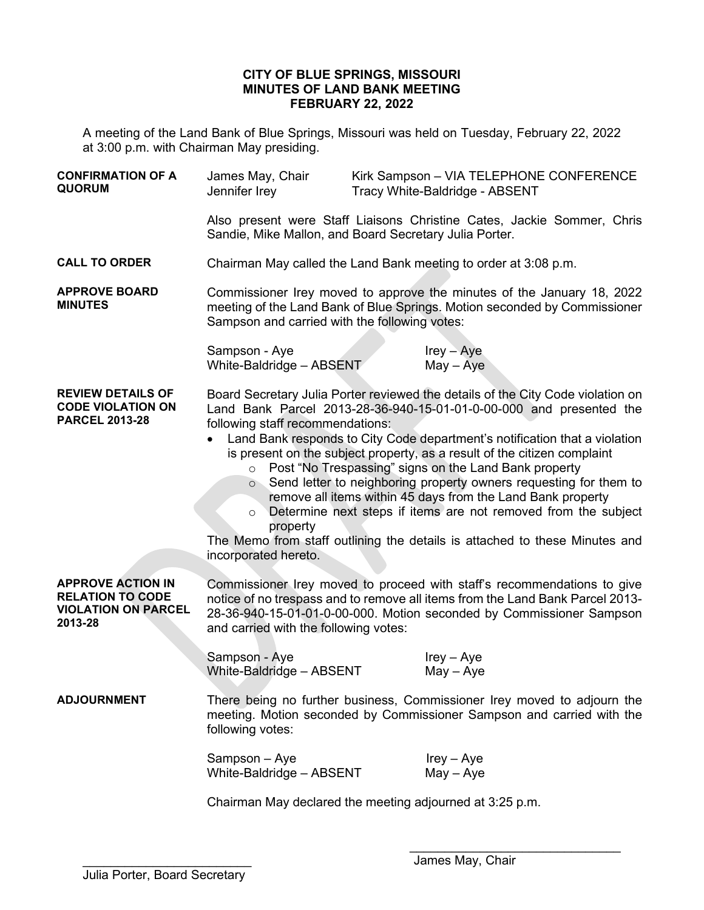**CITY OF BLUE SPRINGS, MISSOURI**
**MINUTES OF LAND BANK MEETING**
**FEBRUARY 22, 2022**

A meeting of the Land Bank of Blue Springs, Missouri was held on Tuesday, February 22, 2022 at 3:00 p.m. with Chairman May presiding.

**CONFIRMATION OF A QUORUM**

James May, Chair
Jennifer Irey
Kirk Sampson – VIA TELEPHONE CONFERENCE
Tracy White-Baldridge - ABSENT

Also present were Staff Liaisons Christine Cates, Jackie Sommer, Chris Sandie, Mike Mallon, and Board Secretary Julia Porter.

**CALL TO ORDER**

Chairman May called the Land Bank meeting to order at 3:08 p.m.

**APPROVE BOARD MINUTES**

Commissioner Irey moved to approve the minutes of the January 18, 2022 meeting of the Land Bank of Blue Springs. Motion seconded by Commissioner Sampson and carried with the following votes:

| | |
|---|---|
| Sampson - Aye | Irey – Aye |
| White-Baldridge – ABSENT | May – Aye |

**REVIEW DETAILS OF CODE VIOLATION ON PARCEL 2013-28**

Board Secretary Julia Porter reviewed the details of the City Code violation on Land Bank Parcel 2013-28-36-940-15-01-01-0-00-000 and presented the following staff recommendations:

- Land Bank responds to City Code department's notification that a violation is present on the subject property, as a result of the citizen complaint
  - Post "No Trespassing" signs on the Land Bank property
  - Send letter to neighboring property owners requesting for them to remove all items within 45 days from the Land Bank property
  - Determine next steps if items are not removed from the subject property

The Memo from staff outlining the details is attached to these Minutes and incorporated hereto.

**APPROVE ACTION IN RELATION TO CODE VIOLATION ON PARCEL 2013-28**

Commissioner Irey moved to proceed with staff's recommendations to give notice of no trespass and to remove all items from the Land Bank Parcel 2013-28-36-940-15-01-01-0-00-000. Motion seconded by Commissioner Sampson and carried with the following votes:

| | |
|---|---|
| Sampson - Aye | Irey – Aye |
| White-Baldridge – ABSENT | May – Aye |

**ADJOURNMENT**

There being no further business, Commissioner Irey moved to adjourn the meeting. Motion seconded by Commissioner Sampson and carried with the following votes:

| | |
|---|---|
| Sampson – Aye | Irey – Aye |
| White-Baldridge – ABSENT | May – Aye |

Chairman May declared the meeting adjourned at 3:25 p.m.

\_\_\_\_\_\_\_\_\_\_\_\_\_\_\_\_\_\_\_\_\_\_\_\_\_\_
Julia Porter, Board Secretary

\_\_\_\_\_\_\_\_\_\_\_\_\_\_\_\_\_\_\_\_\_\_\_\_\_\_
James May, Chair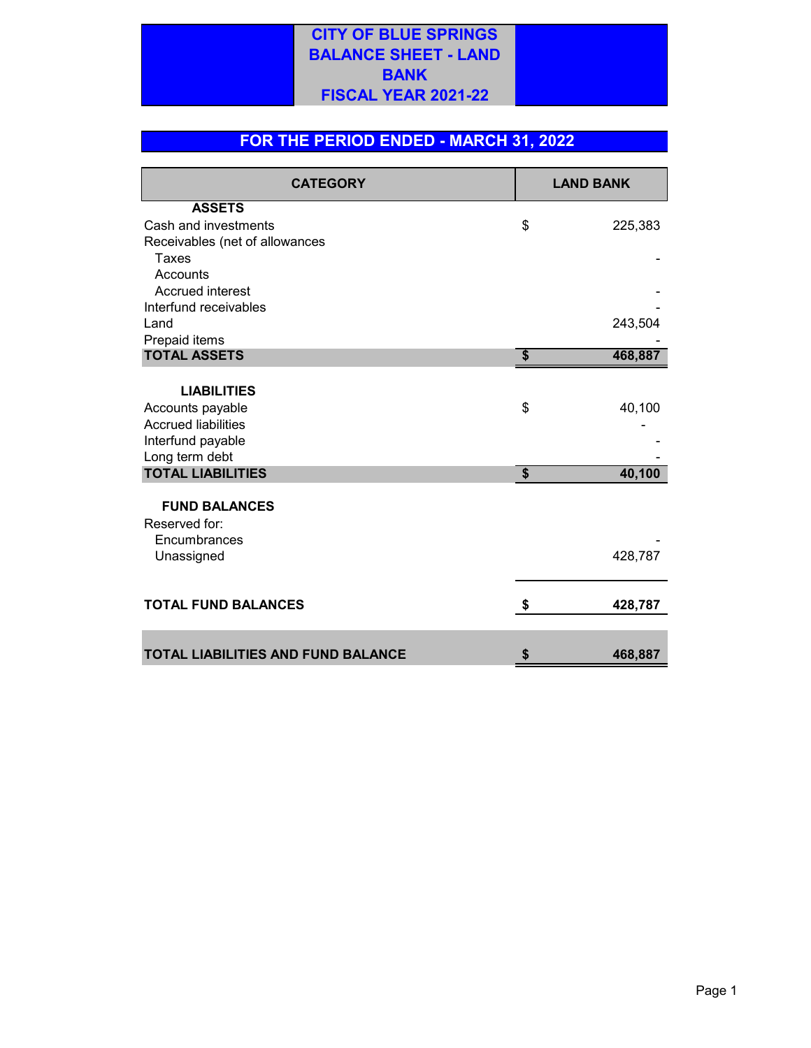# CITY OF BLUE SPRINGS
# BALANCE SHEET - LAND BANK
# FISCAL YEAR 2021-22

## FOR THE PERIOD ENDED - MARCH 31, 2022

| CATEGORY | LAND BANK |
|---|---|
| **ASSETS** | |
| Cash and investments | $ 225,383 |
| Receivables (net of allowances | |
| Taxes | - |
| Accounts | |
| Accrued interest | - |
| Interfund receivables | - |
| Land | 243,504 |
| Prepaid items | - |
| **TOTAL ASSETS** | **$ 468,887** |
| | |
| **LIABILITIES** | |
| Accounts payable | $ 40,100 |
| Accrued liabilities | - |
| Interfund payable | - |
| Long term debt | - |
| **TOTAL LIABILITIES** | **$ 40,100** |
| | |
| **FUND BALANCES** | |
| Reserved for: | |
| Encumbrances | - |
| Unassigned | 428,787 |
| | |
| **TOTAL FUND BALANCES** | **$ 428,787** |
| | |
| **TOTAL LIABILITIES AND FUND BALANCE** | **$ 468,887** |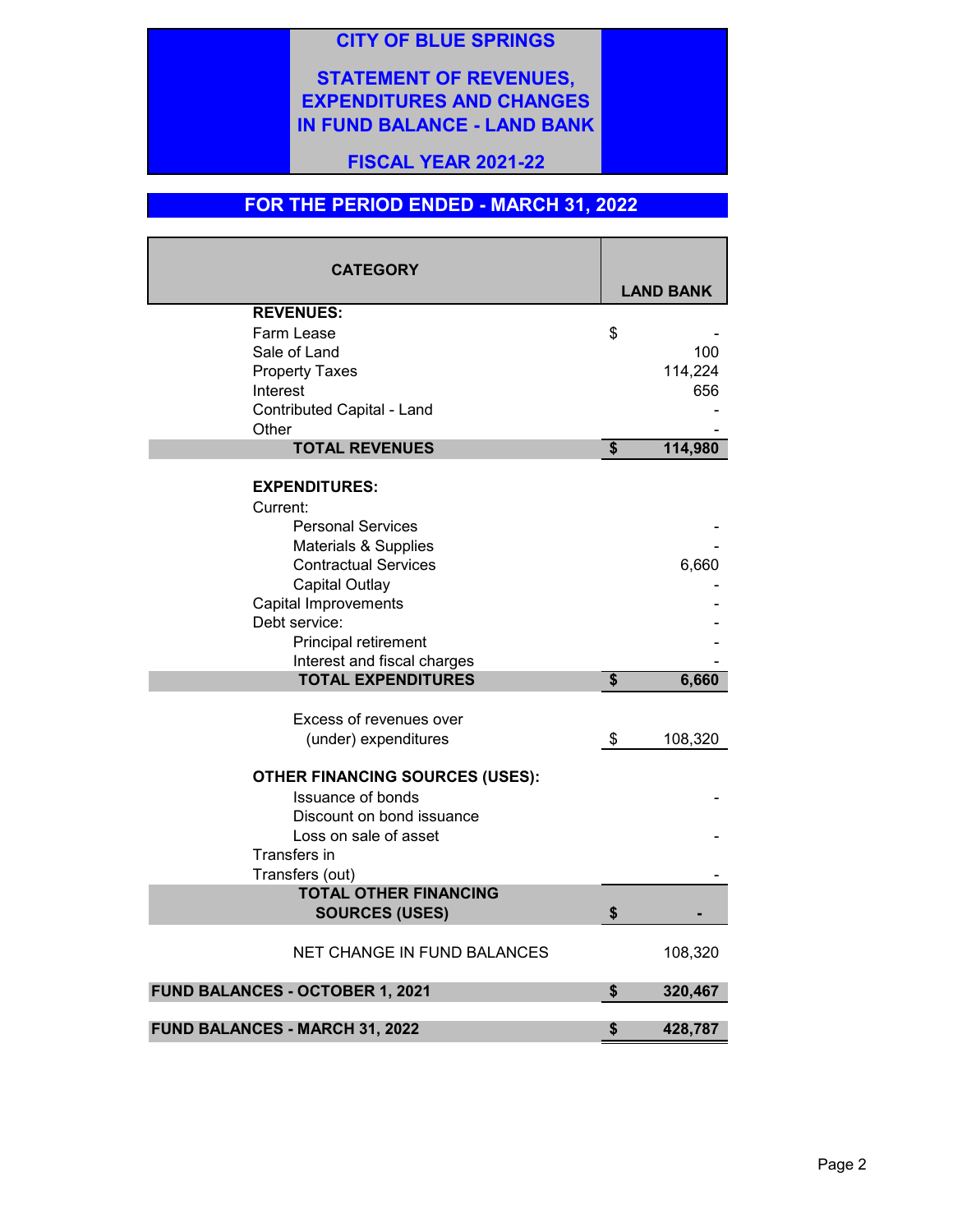# CITY OF BLUE SPRINGS

## STATEMENT OF REVENUES, EXPENDITURES AND CHANGES IN FUND BALANCE - LAND BANK

## FISCAL YEAR 2021-22

## FOR THE PERIOD ENDED - MARCH 31, 2022

| CATEGORY | LAND BANK |
|---|---|
| **REVENUES:** | |
| Farm Lease | $ - |
| Sale of Land | 100 |
| Property Taxes | 114,224 |
| Interest | 656 |
| Contributed Capital - Land | - |
| Other | - |
| **TOTAL REVENUES** | **$ 114,980** |
| | |
| **EXPENDITURES:** | |
| Current: | |
| Personal Services | - |
| Materials & Supplies | - |
| Contractual Services | 6,660 |
| Capital Outlay | - |
| Capital Improvements | - |
| Debt service: | |
| Principal retirement | - |
| Interest and fiscal charges | - |
| **TOTAL EXPENDITURES** | **$ 6,660** |
| | |
| Excess of revenues over (under) expenditures | $ 108,320 |
| | |
| **OTHER FINANCING SOURCES (USES):** | |
| Issuance of bonds | - |
| Discount on bond issuance | |
| Loss on sale of asset | - |
| Transfers in | |
| Transfers (out) | - |
| **TOTAL OTHER FINANCING SOURCES (USES)** | **$ -** |
| | |
| NET CHANGE IN FUND BALANCES | 108,320 |
| | |
| **FUND BALANCES - OCTOBER 1, 2021** | **$ 320,467** |
| | |
| **FUND BALANCES - MARCH 31, 2022** | **$ 428,787** |